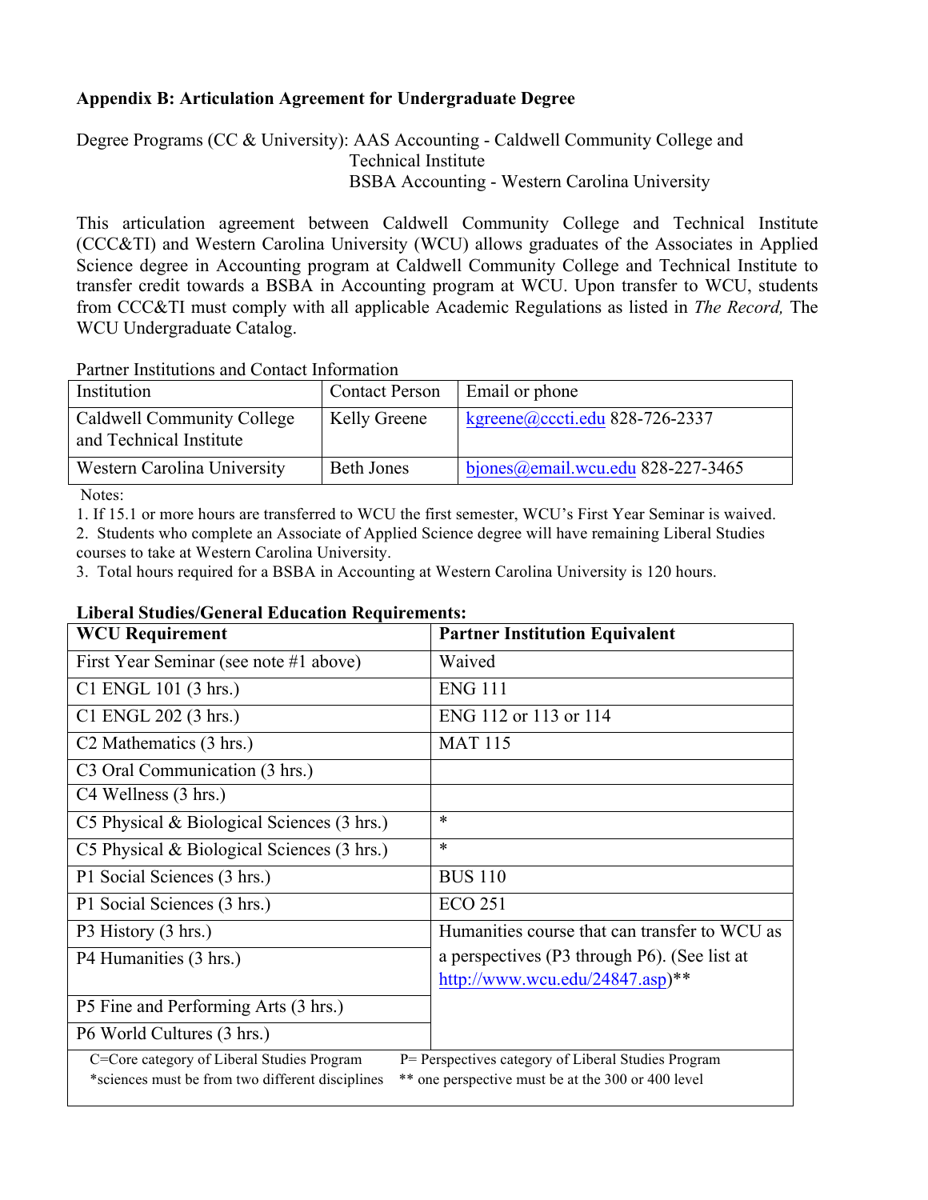**Appendix B: Articulation Agreement for Undergraduate Degree**

Degree Programs (CC & University): AAS Accounting - Caldwell Community College and Technical Institute
BSBA Accounting - Western Carolina University

This articulation agreement between Caldwell Community College and Technical Institute (CCC&TI) and Western Carolina University (WCU) allows graduates of the Associates in Applied Science degree in Accounting program at Caldwell Community College and Technical Institute to transfer credit towards a BSBA in Accounting program at WCU. Upon transfer to WCU, students from CCC&TI must comply with all applicable Academic Regulations as listed in *The Record,* The WCU Undergraduate Catalog.

Partner Institutions and Contact Information

| Institution | Contact Person | Email or phone |
|---|---|---|
| Caldwell Community College and Technical Institute | Kelly Greene | kgreene@cccti.edu 828-726-2337 |
| Western Carolina University | Beth Jones | bjones@email.wcu.edu 828-227-3465 |

Notes:

1. If 15.1 or more hours are transferred to WCU the first semester, WCU's First Year Seminar is waived.
2. Students who complete an Associate of Applied Science degree will have remaining Liberal Studies courses to take at Western Carolina University.
3. Total hours required for a BSBA in Accounting at Western Carolina University is 120 hours.

**Liberal Studies/General Education Requirements:**

| WCU Requirement | Partner Institution Equivalent |
|---|---|
| First Year Seminar (see note #1 above) | Waived |
| C1 ENGL 101 (3 hrs.) | ENG 111 |
| C1 ENGL 202 (3 hrs.) | ENG 112 or 113 or 114 |
| C2 Mathematics (3 hrs.) | MAT 115 |
| C3 Oral Communication (3 hrs.) | |
| C4 Wellness (3 hrs.) | |
| C5 Physical & Biological Sciences (3 hrs.) | * |
| C5 Physical & Biological Sciences (3 hrs.) | * |
| P1 Social Sciences (3 hrs.) | BUS 110 |
| P1 Social Sciences (3 hrs.) | ECO 251 |
| P3 History (3 hrs.) | Humanities course that can transfer to WCU as a perspectives (P3 through P6). (See list at http://www.wcu.edu/24847.asp)** |
| P4 Humanities (3 hrs.) | |
| P5 Fine and Performing Arts (3 hrs.) | |
| P6 World Cultures (3 hrs.) | |

C=Core category of Liberal Studies Program P= Perspectives category of Liberal Studies Program

*sciences must be from two different disciplines ** one perspective must be at the 300 or 400 level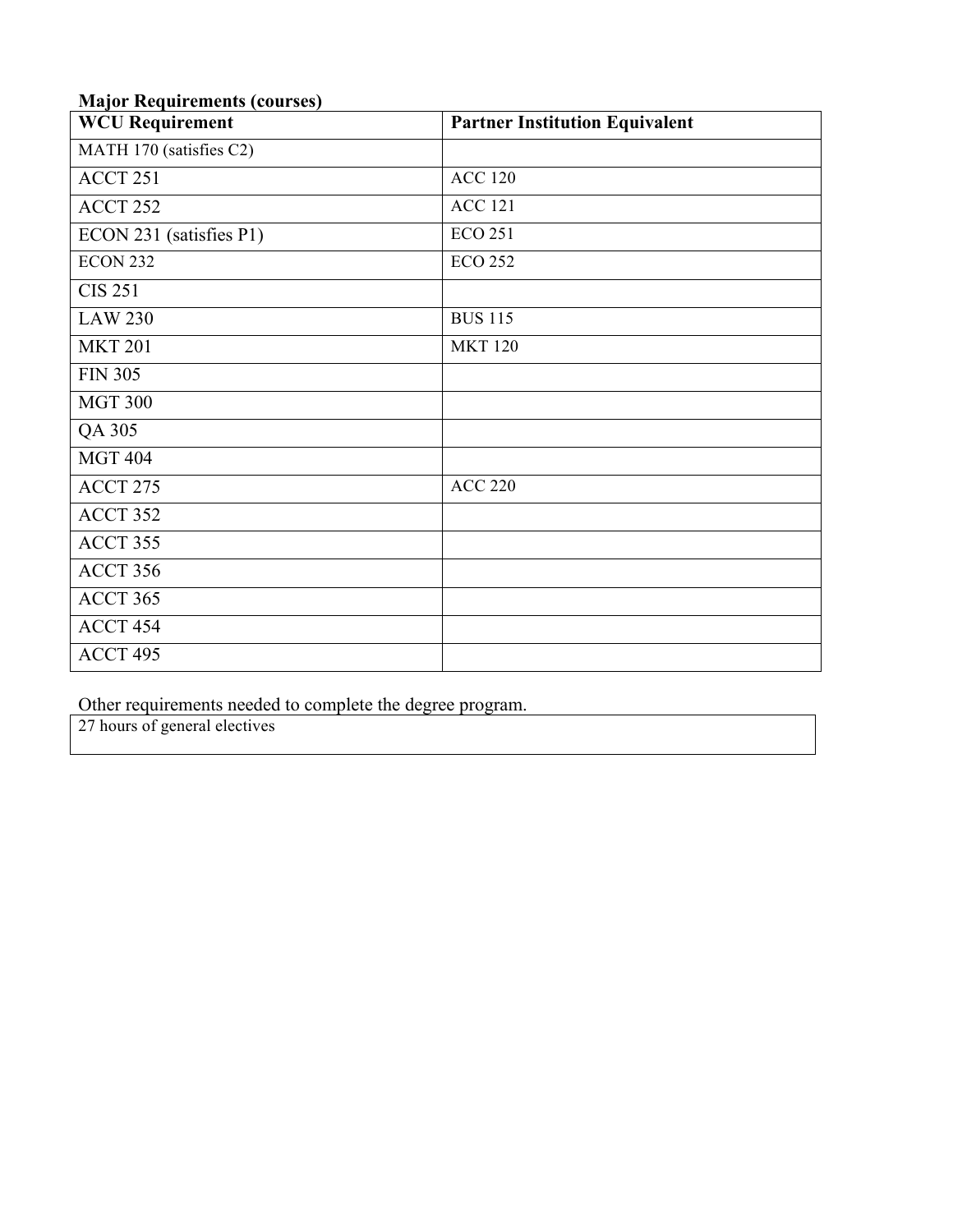**Major Requirements (courses)**

| WCU Requirement | Partner Institution Equivalent |
|---|---|
| MATH 170 (satisfies C2) | |
| ACCT 251 | ACC 120 |
| ACCT 252 | ACC 121 |
| ECON 231 (satisfies P1) | ECO 251 |
| ECON 232 | ECO 252 |
| CIS 251 | |
| LAW 230 | BUS 115 |
| MKT 201 | MKT 120 |
| FIN 305 | |
| MGT 300 | |
| QA 305 | |
| MGT 404 | |
| ACCT 275 | ACC 220 |
| ACCT 352 | |
| ACCT 355 | |
| ACCT 356 | |
| ACCT 365 | |
| ACCT 454 | |
| ACCT 495 | |

Other requirements needed to complete the degree program.

| 27 hours of general electives |
|---|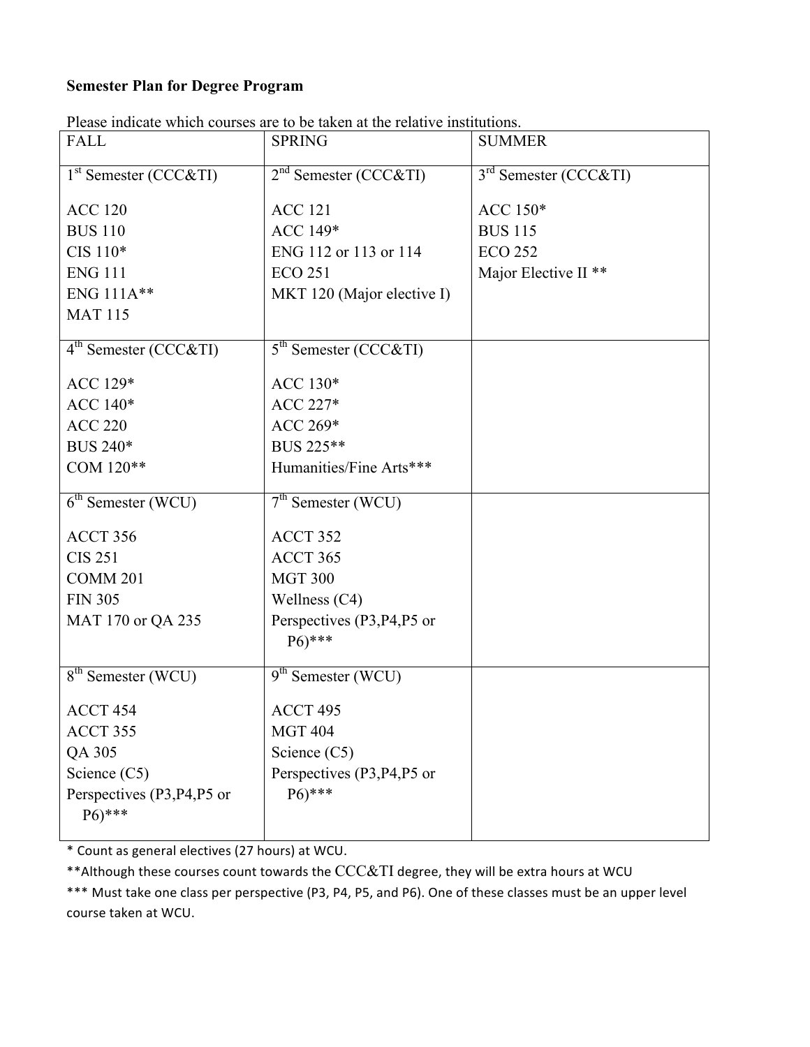**Semester Plan for Degree Program**

Please indicate which courses are to be taken at the relative institutions.

| FALL | SPRING | SUMMER |
|---|---|---|
| 1st Semester (CCC&TI)<br><br>ACC 120<br>BUS 110<br>CIS 110*<br>ENG 111<br>ENG 111A**<br>MAT 115 | 2nd Semester (CCC&TI)<br><br>ACC 121<br>ACC 149*<br>ENG 112 or 113 or 114<br>ECO 251<br>MKT 120 (Major elective I) | 3rd Semester (CCC&TI)<br><br>ACC 150*<br>BUS 115<br>ECO 252<br>Major Elective II ** |
| 4th Semester (CCC&TI)<br><br>ACC 129*<br>ACC 140*<br>ACC 220<br>BUS 240*<br>COM 120** | 5th Semester (CCC&TI)<br><br>ACC 130*<br>ACC 227*<br>ACC 269*<br>BUS 225**<br>Humanities/Fine Arts*** | |
| 6th Semester (WCU)<br><br>ACCT 356<br>CIS 251<br>COMM 201<br>FIN 305<br>MAT 170 or QA 235 | 7th Semester (WCU)<br><br>ACCT 352<br>ACCT 365<br>MGT 300<br>Wellness (C4)<br>Perspectives (P3,P4,P5 or P6)*** | |
| 8th Semester (WCU)<br><br>ACCT 454<br>ACCT 355<br>QA 305<br>Science (C5)<br>Perspectives (P3,P4,P5 or P6)*** | 9th Semester (WCU)<br><br>ACCT 495<br>MGT 404<br>Science (C5)<br>Perspectives (P3,P4,P5 or P6)*** | |

\* Count as general electives (27 hours) at WCU.

\*\*Although these courses count towards the CCC&TI degree, they will be extra hours at WCU

\*\*\* Must take one class per perspective (P3, P4, P5, and P6). One of these classes must be an upper level course taken at WCU.